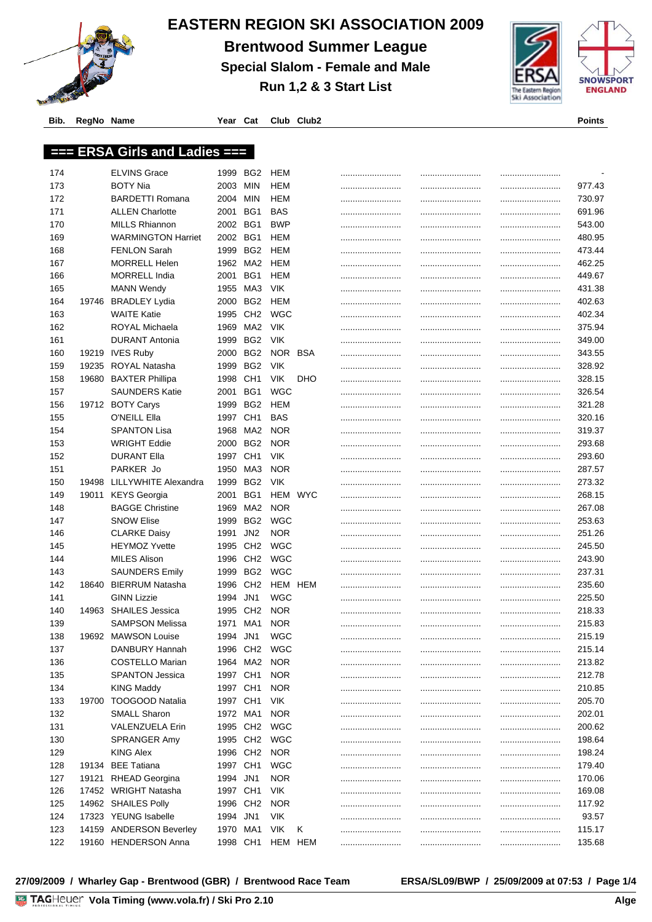# EASTERN REGION SKI ASSOCIATION 2009

## Brentwood Summer League

### Special Slalom - Female and Male

### Run 1,2 & 3 Start List

## === ERSA Girls and Ladies ===

| Bib. | RegNo | Name | Year | Cat | Club | Club2 | | | | Points |
|---|---|---|---|---|---|---|---|---|---|---|
| 174 | | ELVINS Grace | 1999 | BG2 | HEM | | ......................... | ......................... | ......................... | - |
| 173 | | BOTY Nia | 2003 | MIN | HEM | | ......................... | ......................... | ......................... | 977.43 |
| 172 | | BARDETTI Romana | 2004 | MIN | HEM | | ......................... | ......................... | ......................... | 730.97 |
| 171 | | ALLEN Charlotte | 2001 | BG1 | BAS | | ......................... | ......................... | ......................... | 691.96 |
| 170 | | MILLS Rhiannon | 2002 | BG1 | BWP | | ......................... | ......................... | ......................... | 543.00 |
| 169 | | WARMINGTON Harriet | 2002 | BG1 | HEM | | ......................... | ......................... | ......................... | 480.95 |
| 168 | | FENLON Sarah | 1999 | BG2 | HEM | | ......................... | ......................... | ......................... | 473.44 |
| 167 | | MORRELL Helen | 1962 | MA2 | HEM | | ......................... | ......................... | ......................... | 462.25 |
| 166 | | MORRELL India | 2001 | BG1 | HEM | | ......................... | ......................... | ......................... | 449.67 |
| 165 | | MANN Wendy | 1955 | MA3 | VIK | | ......................... | ......................... | ......................... | 431.38 |
| 164 | 19746 | BRADLEY Lydia | 2000 | BG2 | HEM | | ......................... | ......................... | ......................... | 402.63 |
| 163 | | WAITE Katie | 1995 | CH2 | WGC | | ......................... | ......................... | ......................... | 402.34 |
| 162 | | ROYAL Michaela | 1969 | MA2 | VIK | | ......................... | ......................... | ......................... | 375.94 |
| 161 | | DURANT Antonia | 1999 | BG2 | VIK | | ......................... | ......................... | ......................... | 349.00 |
| 160 | 19219 | IVES Ruby | 2000 | BG2 | NOR | BSA | ......................... | ......................... | ......................... | 343.55 |
| 159 | 19235 | ROYAL Natasha | 1999 | BG2 | VIK | | ......................... | ......................... | ......................... | 328.92 |
| 158 | 19680 | BAXTER Phillipa | 1998 | CH1 | VIK | DHO | ......................... | ......................... | ......................... | 328.15 |
| 157 | | SAUNDERS Katie | 2001 | BG1 | WGC | | ......................... | ......................... | ......................... | 326.54 |
| 156 | 19712 | BOTY Carys | 1999 | BG2 | HEM | | ......................... | ......................... | ......................... | 321.28 |
| 155 | | O'NEILL Ella | 1997 | CH1 | BAS | | ......................... | ......................... | ......................... | 320.16 |
| 154 | | SPANTON Lisa | 1968 | MA2 | NOR | | ......................... | ......................... | ......................... | 319.37 |
| 153 | | WRIGHT Eddie | 2000 | BG2 | NOR | | ......................... | ......................... | ......................... | 293.68 |
| 152 | | DURANT Ella | 1997 | CH1 | VIK | | ......................... | ......................... | ......................... | 293.60 |
| 151 | | PARKER Jo | 1950 | MA3 | NOR | | ......................... | ......................... | ......................... | 287.57 |
| 150 | 19498 | LILLYWHITE Alexandra | 1999 | BG2 | VIK | | ......................... | ......................... | ......................... | 273.32 |
| 149 | 19011 | KEYS Georgia | 2001 | BG1 | HEM | WYC | ......................... | ......................... | ......................... | 268.15 |
| 148 | | BAGGE Christine | 1969 | MA2 | NOR | | ......................... | ......................... | ......................... | 267.08 |
| 147 | | SNOW Elise | 1999 | BG2 | WGC | | ......................... | ......................... | ......................... | 253.63 |
| 146 | | CLARKE Daisy | 1991 | JN2 | NOR | | ......................... | ......................... | ......................... | 251.26 |
| 145 | | HEYMOZ Yvette | 1995 | CH2 | WGC | | ......................... | ......................... | ......................... | 245.50 |
| 144 | | MILES Alison | 1996 | CH2 | WGC | | ......................... | ......................... | ......................... | 243.90 |
| 143 | | SAUNDERS Emily | 1999 | BG2 | WGC | | ......................... | ......................... | ......................... | 237.31 |
| 142 | 18640 | BIERRUM Natasha | 1996 | CH2 | HEM | HEM | ......................... | ......................... | ......................... | 235.60 |
| 141 | | GINN Lizzie | 1994 | JN1 | WGC | | ......................... | ......................... | ......................... | 225.50 |
| 140 | 14963 | SHAILES Jessica | 1995 | CH2 | NOR | | ......................... | ......................... | ......................... | 218.33 |
| 139 | | SAMPSON Melissa | 1971 | MA1 | NOR | | ......................... | ......................... | ......................... | 215.83 |
| 138 | 19692 | MAWSON Louise | 1994 | JN1 | WGC | | ......................... | ......................... | ......................... | 215.19 |
| 137 | | DANBURY Hannah | 1996 | CH2 | WGC | | ......................... | ......................... | ......................... | 215.14 |
| 136 | | COSTELLO Marian | 1964 | MA2 | NOR | | ......................... | ......................... | ......................... | 213.82 |
| 135 | | SPANTON Jessica | 1997 | CH1 | NOR | | ......................... | ......................... | ......................... | 212.78 |
| 134 | | KING Maddy | 1997 | CH1 | NOR | | ......................... | ......................... | ......................... | 210.85 |
| 133 | 19700 | TOOGOOD Natalia | 1997 | CH1 | VIK | | ......................... | ......................... | ......................... | 205.70 |
| 132 | | SMALL Sharon | 1972 | MA1 | NOR | | ......................... | ......................... | ......................... | 202.01 |
| 131 | | VALENZUELA Erin | 1995 | CH2 | WGC | | ......................... | ......................... | ......................... | 200.62 |
| 130 | | SPRANGER Amy | 1995 | CH2 | WGC | | ......................... | ......................... | ......................... | 198.64 |
| 129 | | KING Alex | 1996 | CH2 | NOR | | ......................... | ......................... | ......................... | 198.24 |
| 128 | 19134 | BEE Tatiana | 1997 | CH1 | WGC | | ......................... | ......................... | ......................... | 179.40 |
| 127 | 19121 | RHEAD Georgina | 1994 | JN1 | NOR | | ......................... | ......................... | ......................... | 170.06 |
| 126 | 17452 | WRIGHT Natasha | 1997 | CH1 | VIK | | ......................... | ......................... | ......................... | 169.08 |
| 125 | 14962 | SHAILES Polly | 1996 | CH2 | NOR | | ......................... | ......................... | ......................... | 117.92 |
| 124 | 17323 | YEUNG Isabelle | 1994 | JN1 | VIK | | ......................... | ......................... | ......................... | 93.57 |
| 123 | 14159 | ANDERSON Beverley | 1970 | MA1 | VIK | K | ......................... | ......................... | ......................... | 115.17 |
| 122 | 19160 | HENDERSON Anna | 1998 | CH1 | HEM | HEM | ......................... | ......................... | ......................... | 135.68 |

27/09/2009 / Wharley Gap - Brentwood (GBR) / Brentwood Race Team    ERSA/SL09/BWP / 25/09/2009 at 07:53 / Page 1/4

Vola Timing (www.vola.fr) / Ski Pro 2.10    Alge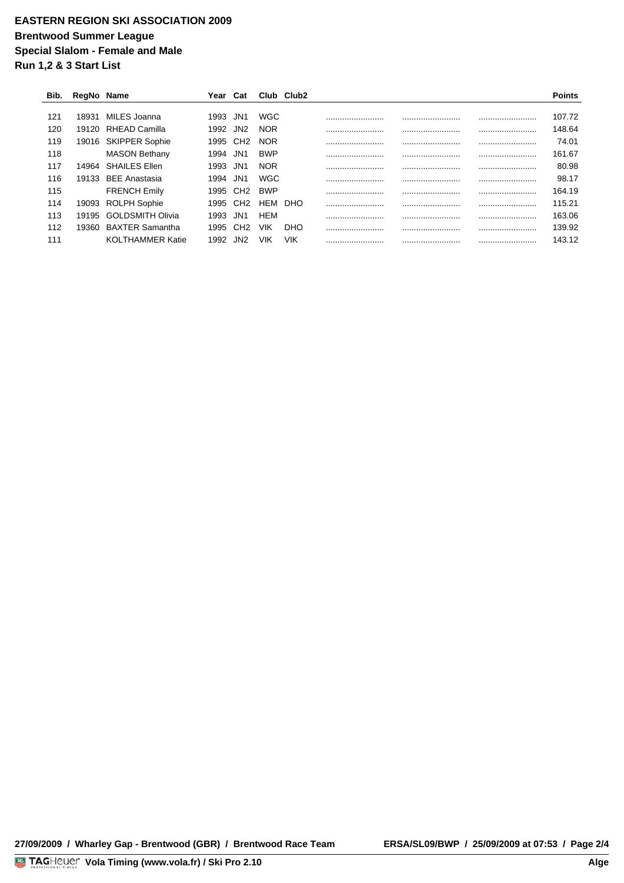**EASTERN REGION SKI ASSOCIATION 2009**

**Brentwood Summer League**

**Special Slalom - Female and Male**

**Run 1,2 & 3 Start List**

| Bib. | RegNo | Name | Year | Cat | Club | Club2 | | | | Points |
|---|---|---|---|---|---|---|---|---|---|---|
| 121 | 18931 | MILES Joanna | 1993 | JN1 | WGC | | ......................... | ......................... | ......................... | 107.72 |
| 120 | 19120 | RHEAD Camilla | 1992 | JN2 | NOR | | ......................... | ......................... | ......................... | 148.64 |
| 119 | 19016 | SKIPPER Sophie | 1995 | CH2 | NOR | | ......................... | ......................... | ......................... | 74.01 |
| 118 | | MASON Bethany | 1994 | JN1 | BWP | | ......................... | ......................... | ......................... | 161.67 |
| 117 | 14964 | SHAILES Ellen | 1993 | JN1 | NOR | | ......................... | ......................... | ......................... | 80.98 |
| 116 | 19133 | BEE Anastasia | 1994 | JN1 | WGC | | ......................... | ......................... | ......................... | 98.17 |
| 115 | | FRENCH Emily | 1995 | CH2 | BWP | | ......................... | ......................... | ......................... | 164.19 |
| 114 | 19093 | ROLPH Sophie | 1995 | CH2 | HEM | DHO | ......................... | ......................... | ......................... | 115.21 |
| 113 | 19195 | GOLDSMITH Olivia | 1993 | JN1 | HEM | | ......................... | ......................... | ......................... | 163.06 |
| 112 | 19360 | BAXTER Samantha | 1995 | CH2 | VIK | DHO | ......................... | ......................... | ......................... | 139.92 |
| 111 | | KOLTHAMMER Katie | 1992 | JN2 | VIK | VIK | ......................... | ......................... | ......................... | 143.12 |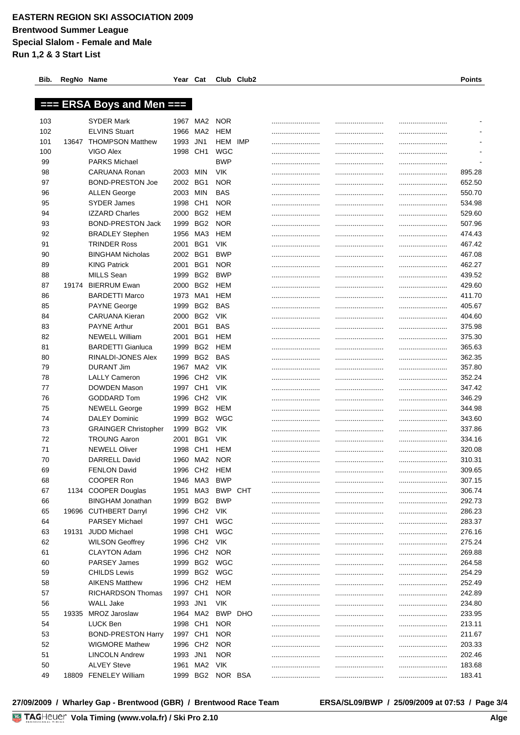# EASTERN REGION SKI ASSOCIATION 2009

**Brentwood Summer League**

**Special Slalom - Female and Male**

**Run 1,2 & 3 Start List**

## === ERSA Boys and Men ===

| Bib. | RegNo | Name | Year | Cat | Club | Club2 | | | | Points |
|---|---|---|---|---|---|---|---|---|---|---|
| 103 | | SYDER Mark | 1967 | MA2 | NOR | | ........................ | ........................ | ........................ | - |
| 102 | | ELVINS Stuart | 1966 | MA2 | HEM | | ........................ | ........................ | ........................ | - |
| 101 | 13647 | THOMPSON Matthew | 1993 | JN1 | HEM | IMP | ........................ | ........................ | ........................ | - |
| 100 | | VIGO Alex | 1998 | CH1 | WGC | | ........................ | ........................ | ........................ | - |
| 99 | | PARKS Michael | | | BWP | | ........................ | ........................ | ........................ | - |
| 98 | | CARUANA Ronan | 2003 | MIN | VIK | | ........................ | ........................ | ........................ | 895.28 |
| 97 | | BOND-PRESTON Joe | 2002 | BG1 | NOR | | ........................ | ........................ | ........................ | 652.50 |
| 96 | | ALLEN George | 2003 | MIN | BAS | | ........................ | ........................ | ........................ | 550.70 |
| 95 | | SYDER James | 1998 | CH1 | NOR | | ........................ | ........................ | ........................ | 534.98 |
| 94 | | IZZARD Charles | 2000 | BG2 | HEM | | ........................ | ........................ | ........................ | 529.60 |
| 93 | | BOND-PRESTON Jack | 1999 | BG2 | NOR | | ........................ | ........................ | ........................ | 507.96 |
| 92 | | BRADLEY Stephen | 1956 | MA3 | HEM | | ........................ | ........................ | ........................ | 474.43 |
| 91 | | TRINDER Ross | 2001 | BG1 | VIK | | ........................ | ........................ | ........................ | 467.42 |
| 90 | | BINGHAM Nicholas | 2002 | BG1 | BWP | | ........................ | ........................ | ........................ | 467.08 |
| 89 | | KING Patrick | 2001 | BG1 | NOR | | ........................ | ........................ | ........................ | 462.27 |
| 88 | | MILLS Sean | 1999 | BG2 | BWP | | ........................ | ........................ | ........................ | 439.52 |
| 87 | 19174 | BIERRUM Ewan | 2000 | BG2 | HEM | | ........................ | ........................ | ........................ | 429.60 |
| 86 | | BARDETTI Marco | 1973 | MA1 | HEM | | ........................ | ........................ | ........................ | 411.70 |
| 85 | | PAYNE George | 1999 | BG2 | BAS | | ........................ | ........................ | ........................ | 405.67 |
| 84 | | CARUANA Kieran | 2000 | BG2 | VIK | | ........................ | ........................ | ........................ | 404.60 |
| 83 | | PAYNE Arthur | 2001 | BG1 | BAS | | ........................ | ........................ | ........................ | 375.98 |
| 82 | | NEWELL William | 2001 | BG1 | HEM | | ........................ | ........................ | ........................ | 375.30 |
| 81 | | BARDETTI Gianluca | 1999 | BG2 | HEM | | ........................ | ........................ | ........................ | 365.63 |
| 80 | | RINALDI-JONES Alex | 1999 | BG2 | BAS | | ........................ | ........................ | ........................ | 362.35 |
| 79 | | DURANT Jim | 1967 | MA2 | VIK | | ........................ | ........................ | ........................ | 357.80 |
| 78 | | LALLY Cameron | 1996 | CH2 | VIK | | ........................ | ........................ | ........................ | 352.24 |
| 77 | | DOWDEN Mason | 1997 | CH1 | VIK | | ........................ | ........................ | ........................ | 347.42 |
| 76 | | GODDARD Tom | 1996 | CH2 | VIK | | ........................ | ........................ | ........................ | 346.29 |
| 75 | | NEWELL George | 1999 | BG2 | HEM | | ........................ | ........................ | ........................ | 344.98 |
| 74 | | DALEY Dominic | 1999 | BG2 | WGC | | ........................ | ........................ | ........................ | 343.60 |
| 73 | | GRAINGER Christopher | 1999 | BG2 | VIK | | ........................ | ........................ | ........................ | 337.86 |
| 72 | | TROUNG Aaron | 2001 | BG1 | VIK | | ........................ | ........................ | ........................ | 334.16 |
| 71 | | NEWELL Oliver | 1998 | CH1 | HEM | | ........................ | ........................ | ........................ | 320.08 |
| 70 | | DARRELL David | 1960 | MA2 | NOR | | ........................ | ........................ | ........................ | 310.31 |
| 69 | | FENLON David | 1996 | CH2 | HEM | | ........................ | ........................ | ........................ | 309.65 |
| 68 | | COOPER Ron | 1946 | MA3 | BWP | | ........................ | ........................ | ........................ | 307.15 |
| 67 | 1134 | COOPER Douglas | 1951 | MA3 | BWP | CHT | ........................ | ........................ | ........................ | 306.74 |
| 66 | | BINGHAM Jonathan | 1999 | BG2 | BWP | | ........................ | ........................ | ........................ | 292.73 |
| 65 | 19696 | CUTHBERT Darryl | 1996 | CH2 | VIK | | ........................ | ........................ | ........................ | 286.23 |
| 64 | | PARSEY Michael | 1997 | CH1 | WGC | | ........................ | ........................ | ........................ | 283.37 |
| 63 | 19131 | JUDD Michael | 1998 | CH1 | WGC | | ........................ | ........................ | ........................ | 276.16 |
| 62 | | WILSON Geoffrey | 1996 | CH2 | VIK | | ........................ | ........................ | ........................ | 275.24 |
| 61 | | CLAYTON Adam | 1996 | CH2 | NOR | | ........................ | ........................ | ........................ | 269.88 |
| 60 | | PARSEY James | 1999 | BG2 | WGC | | ........................ | ........................ | ........................ | 264.58 |
| 59 | | CHILDS Lewis | 1999 | BG2 | WGC | | ........................ | ........................ | ........................ | 254.29 |
| 58 | | AIKENS Matthew | 1996 | CH2 | HEM | | ........................ | ........................ | ........................ | 252.49 |
| 57 | | RICHARDSON Thomas | 1997 | CH1 | NOR | | ........................ | ........................ | ........................ | 242.89 |
| 56 | | WALL Jake | 1993 | JN1 | VIK | | ........................ | ........................ | ........................ | 234.80 |
| 55 | 19335 | MROZ Jaroslaw | 1964 | MA2 | BWP | DHO | ........................ | ........................ | ........................ | 233.95 |
| 54 | | LUCK Ben | 1998 | CH1 | NOR | | ........................ | ........................ | ........................ | 213.11 |
| 53 | | BOND-PRESTON Harry | 1997 | CH1 | NOR | | ........................ | ........................ | ........................ | 211.67 |
| 52 | | WIGMORE Mathew | 1996 | CH2 | NOR | | ........................ | ........................ | ........................ | 203.33 |
| 51 | | LINCOLN Andrew | 1993 | JN1 | NOR | | ........................ | ........................ | ........................ | 202.46 |
| 50 | | ALVEY Steve | 1961 | MA2 | VIK | | ........................ | ........................ | ........................ | 183.68 |
| 49 | 18809 | FENELEY William | 1999 | BG2 | NOR | BSA | ........................ | ........................ | ........................ | 183.41 |

27/09/2009 / Wharley Gap - Brentwood (GBR) / Brentwood Race Team — ERSA/SL09/BWP / 25/09/2009 at 07:53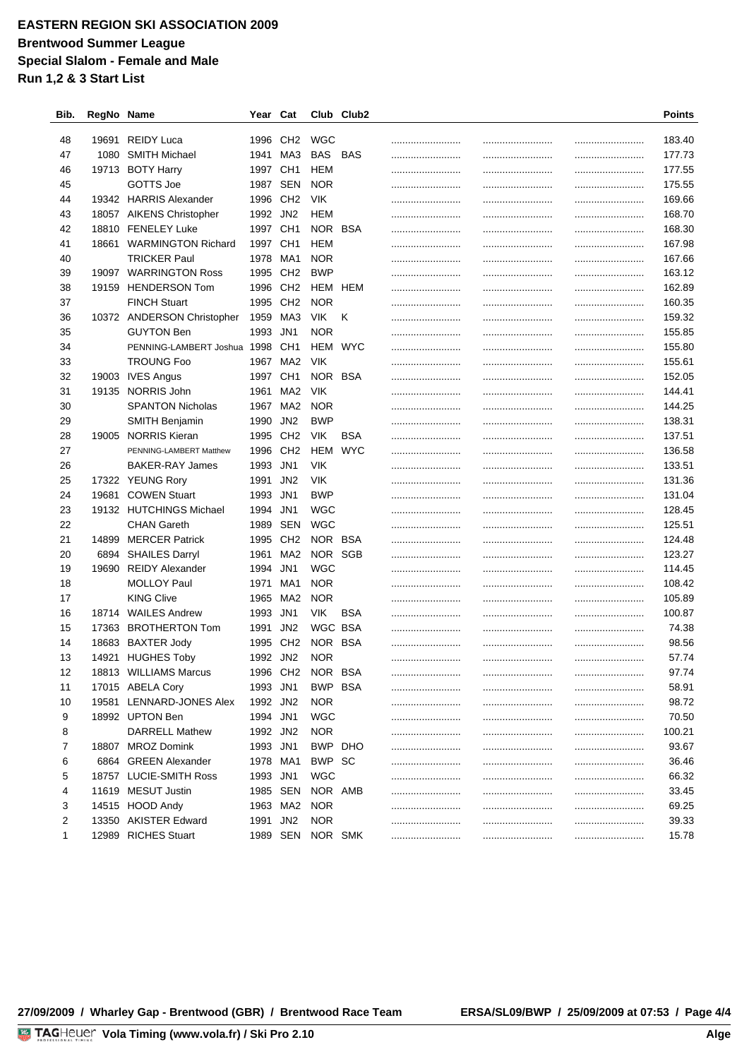# EASTERN REGION SKI ASSOCIATION 2009

**Brentwood Summer League**

**Special Slalom - Female and Male**

**Run 1,2 & 3 Start List**

| Bib. | RegNo | Name | Year | Cat | Club | Club2 | | | | Points |
|---|---|---|---|---|---|---|---|---|---|---|
| 48 | 19691 | REIDY Luca | 1996 | CH2 | WGC | | ........................ | ........................ | ........................ | 183.40 |
| 47 | 1080 | SMITH Michael | 1941 | MA3 | BAS | BAS | ........................ | ........................ | ........................ | 177.73 |
| 46 | 19713 | BOTY Harry | 1997 | CH1 | HEM | | ........................ | ........................ | ........................ | 177.55 |
| 45 | | GOTTS Joe | 1987 | SEN | NOR | | ........................ | ........................ | ........................ | 175.55 |
| 44 | 19342 | HARRIS Alexander | 1996 | CH2 | VIK | | ........................ | ........................ | ........................ | 169.66 |
| 43 | 18057 | AIKENS Christopher | 1992 | JN2 | HEM | | ........................ | ........................ | ........................ | 168.70 |
| 42 | 18810 | FENELEY Luke | 1997 | CH1 | NOR | BSA | ........................ | ........................ | ........................ | 168.30 |
| 41 | 18661 | WARMINGTON Richard | 1997 | CH1 | HEM | | ........................ | ........................ | ........................ | 167.98 |
| 40 | | TRICKER Paul | 1978 | MA1 | NOR | | ........................ | ........................ | ........................ | 167.66 |
| 39 | 19097 | WARRINGTON Ross | 1995 | CH2 | BWP | | ........................ | ........................ | ........................ | 163.12 |
| 38 | 19159 | HENDERSON Tom | 1996 | CH2 | HEM | HEM | ........................ | ........................ | ........................ | 162.89 |
| 37 | | FINCH Stuart | 1995 | CH2 | NOR | | ........................ | ........................ | ........................ | 160.35 |
| 36 | 10372 | ANDERSON Christopher | 1959 | MA3 | VIK | K | ........................ | ........................ | ........................ | 159.32 |
| 35 | | GUYTON Ben | 1993 | JN1 | NOR | | ........................ | ........................ | ........................ | 155.85 |
| 34 | | PENNING-LAMBERT Joshua | 1998 | CH1 | HEM | WYC | ........................ | ........................ | ........................ | 155.80 |
| 33 | | TROUNG Foo | 1967 | MA2 | VIK | | ........................ | ........................ | ........................ | 155.61 |
| 32 | 19003 | IVES Angus | 1997 | CH1 | NOR | BSA | ........................ | ........................ | ........................ | 152.05 |
| 31 | 19135 | NORRIS John | 1961 | MA2 | VIK | | ........................ | ........................ | ........................ | 144.41 |
| 30 | | SPANTON Nicholas | 1967 | MA2 | NOR | | ........................ | ........................ | ........................ | 144.25 |
| 29 | | SMITH Benjamin | 1990 | JN2 | BWP | | ........................ | ........................ | ........................ | 138.31 |
| 28 | 19005 | NORRIS Kieran | 1995 | CH2 | VIK | BSA | ........................ | ........................ | ........................ | 137.51 |
| 27 | | PENNING-LAMBERT Matthew | 1996 | CH2 | HEM | WYC | ........................ | ........................ | ........................ | 136.58 |
| 26 | | BAKER-RAY James | 1993 | JN1 | VIK | | ........................ | ........................ | ........................ | 133.51 |
| 25 | 17322 | YEUNG Rory | 1991 | JN2 | VIK | | ........................ | ........................ | ........................ | 131.36 |
| 24 | 19681 | COWEN Stuart | 1993 | JN1 | BWP | | ........................ | ........................ | ........................ | 131.04 |
| 23 | 19132 | HUTCHINGS Michael | 1994 | JN1 | WGC | | ........................ | ........................ | ........................ | 128.45 |
| 22 | | CHAN Gareth | 1989 | SEN | WGC | | ........................ | ........................ | ........................ | 125.51 |
| 21 | 14899 | MERCER Patrick | 1995 | CH2 | NOR | BSA | ........................ | ........................ | ........................ | 124.48 |
| 20 | 6894 | SHAILES Darryl | 1961 | MA2 | NOR | SGB | ........................ | ........................ | ........................ | 123.27 |
| 19 | 19690 | REIDY Alexander | 1994 | JN1 | WGC | | ........................ | ........................ | ........................ | 114.45 |
| 18 | | MOLLOY Paul | 1971 | MA1 | NOR | | ........................ | ........................ | ........................ | 108.42 |
| 17 | | KING Clive | 1965 | MA2 | NOR | | ........................ | ........................ | ........................ | 105.89 |
| 16 | 18714 | WAILES Andrew | 1993 | JN1 | VIK | BSA | ........................ | ........................ | ........................ | 100.87 |
| 15 | 17363 | BROTHERTON Tom | 1991 | JN2 | WGC | BSA | ........................ | ........................ | ........................ | 74.38 |
| 14 | 18683 | BAXTER Jody | 1995 | CH2 | NOR | BSA | ........................ | ........................ | ........................ | 98.56 |
| 13 | 14921 | HUGHES Toby | 1992 | JN2 | NOR | | ........................ | ........................ | ........................ | 57.74 |
| 12 | 18813 | WILLIAMS Marcus | 1996 | CH2 | NOR | BSA | ........................ | ........................ | ........................ | 97.74 |
| 11 | 17015 | ABELA Cory | 1993 | JN1 | BWP | BSA | ........................ | ........................ | ........................ | 58.91 |
| 10 | 19581 | LENNARD-JONES Alex | 1992 | JN2 | NOR | | ........................ | ........................ | ........................ | 98.72 |
| 9 | 18992 | UPTON Ben | 1994 | JN1 | WGC | | ........................ | ........................ | ........................ | 70.50 |
| 8 | | DARRELL Mathew | 1992 | JN2 | NOR | | ........................ | ........................ | ........................ | 100.21 |
| 7 | 18807 | MROZ Domink | 1993 | JN1 | BWP | DHO | ........................ | ........................ | ........................ | 93.67 |
| 6 | 6864 | GREEN Alexander | 1978 | MA1 | BWP | SC | ........................ | ........................ | ........................ | 36.46 |
| 5 | 18757 | LUCIE-SMITH Ross | 1993 | JN1 | WGC | | ........................ | ........................ | ........................ | 66.32 |
| 4 | 11619 | MESUT Justin | 1985 | SEN | NOR | AMB | ........................ | ........................ | ........................ | 33.45 |
| 3 | 14515 | HOOD Andy | 1963 | MA2 | NOR | | ........................ | ........................ | ........................ | 69.25 |
| 2 | 13350 | AKISTER Edward | 1991 | JN2 | NOR | | ........................ | ........................ | ........................ | 39.33 |
| 1 | 12989 | RICHES Stuart | 1989 | SEN | NOR | SMK | ........................ | ........................ | ........................ | 15.78 |

27/09/2009 / Wharley Gap - Brentwood (GBR) / Brentwood Race Team    ERSA/SL09/BWP / 25/09/2009 at 07:53

Vola Timing (www.vola.fr) / Ski Pro 2.10    Alge